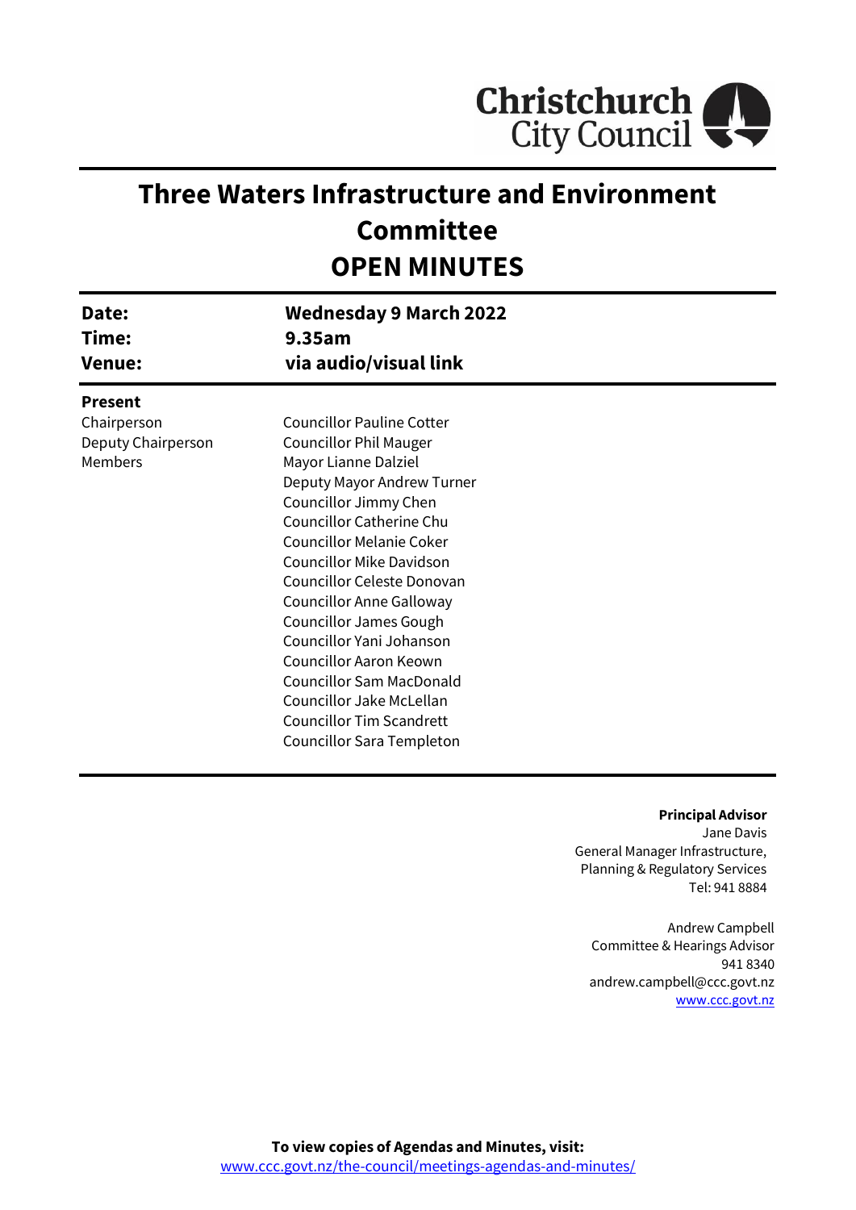Christchurch City Council

# Three Waters Infrastructure and Environment Committee
# OPEN MINUTES

| | |
|---|---|
| **Date:** | **Wednesday 9 March 2022** |
| **Time:** | **9.35am** |
| **Venue:** | **via audio/visual link** |

**Present**

| | |
|---|---|
| Chairperson | Councillor Pauline Cotter |
| Deputy Chairperson | Councillor Phil Mauger |
| Members | Mayor Lianne Dalziel |
| | Deputy Mayor Andrew Turner |
| | Councillor Jimmy Chen |
| | Councillor Catherine Chu |
| | Councillor Melanie Coker |
| | Councillor Mike Davidson |
| | Councillor Celeste Donovan |
| | Councillor Anne Galloway |
| | Councillor James Gough |
| | Councillor Yani Johanson |
| | Councillor Aaron Keown |
| | Councillor Sam MacDonald |
| | Councillor Jake McLellan |
| | Councillor Tim Scandrett |
| | Councillor Sara Templeton |

**Principal Advisor**
Jane Davis
General Manager Infrastructure,
Planning & Regulatory Services
Tel: 941 8884

Andrew Campbell
Committee & Hearings Advisor
941 8340
andrew.campbell@ccc.govt.nz
www.ccc.govt.nz

**To view copies of Agendas and Minutes, visit:**
www.ccc.govt.nz/the-council/meetings-agendas-and-minutes/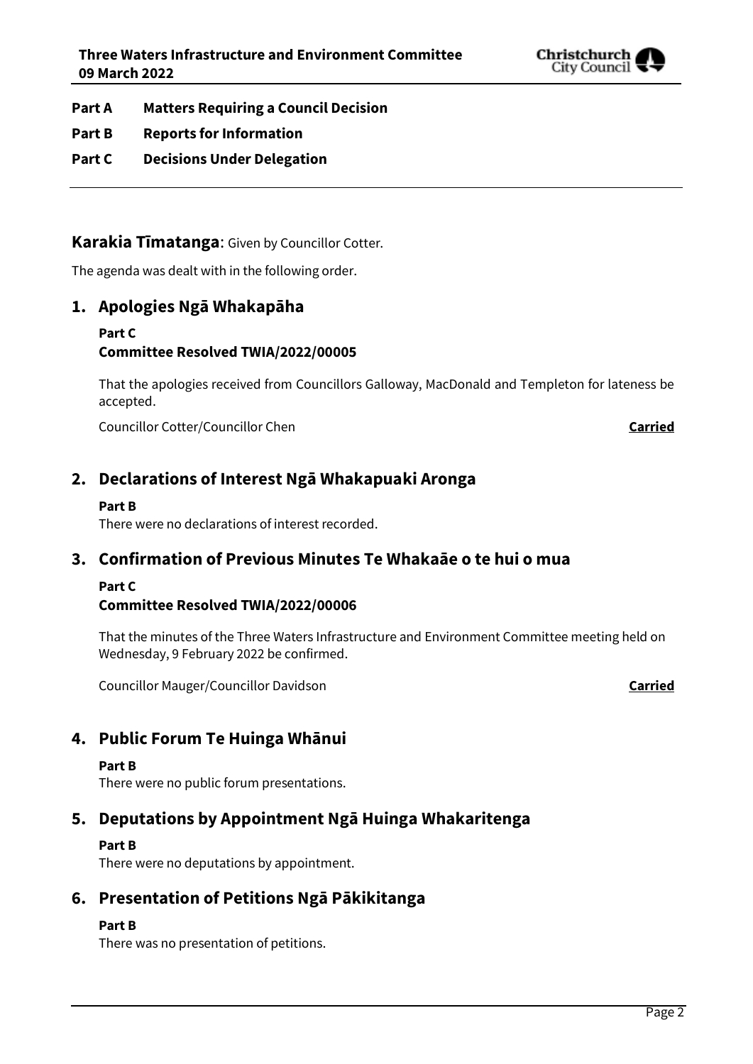**Part A Matters Requiring a Council Decision**

**Part B Reports for Information**

**Part C Decisions Under Delegation**

---

**Karakia Tīmatanga**: Given by Councillor Cotter.

The agenda was dealt with in the following order.

## 1. Apologies Ngā Whakapāha

**Part C**
**Committee Resolved TWIA/2022/00005**

That the apologies received from Councillors Galloway, MacDonald and Templeton for lateness be accepted.

Councillor Cotter/Councillor Chen **Carried**

## 2. Declarations of Interest Ngā Whakapuaki Aronga

**Part B**
There were no declarations of interest recorded.

## 3. Confirmation of Previous Minutes Te Whakaāe o te hui o mua

**Part C**
**Committee Resolved TWIA/2022/00006**

That the minutes of the Three Waters Infrastructure and Environment Committee meeting held on Wednesday, 9 February 2022 be confirmed.

Councillor Mauger/Councillor Davidson **Carried**

## 4. Public Forum Te Huinga Whānui

**Part B**
There were no public forum presentations.

## 5. Deputations by Appointment Ngā Huinga Whakaritenga

**Part B**
There were no deputations by appointment.

## 6. Presentation of Petitions Ngā Pākikitanga

**Part B**
There was no presentation of petitions.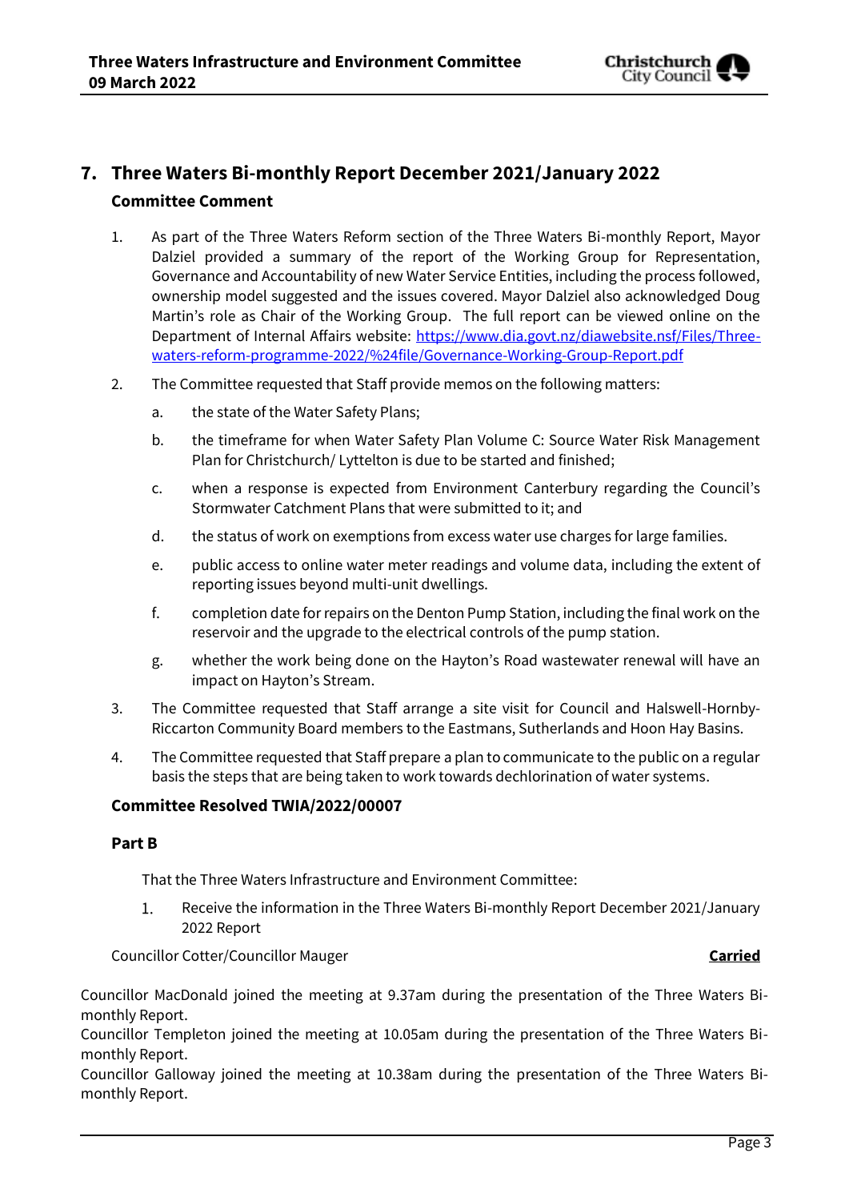## 7. Three Waters Bi-monthly Report December 2021/January 2022

### Committee Comment

1. As part of the Three Waters Reform section of the Three Waters Bi-monthly Report, Mayor Dalziel provided a summary of the report of the Working Group for Representation, Governance and Accountability of new Water Service Entities, including the process followed, ownership model suggested and the issues covered. Mayor Dalziel also acknowledged Doug Martin's role as Chair of the Working Group. The full report can be viewed online on the Department of Internal Affairs website: [https://www.dia.govt.nz/diawebsite.nsf/Files/Three-waters-reform-programme-2022/%24file/Governance-Working-Group-Report.pdf](https://www.dia.govt.nz/diawebsite.nsf/Files/Three-waters-reform-programme-2022/%24file/Governance-Working-Group-Report.pdf)

2. The Committee requested that Staff provide memos on the following matters:

   a. the state of the Water Safety Plans;

   b. the timeframe for when Water Safety Plan Volume C: Source Water Risk Management Plan for Christchurch/ Lyttelton is due to be started and finished;

   c. when a response is expected from Environment Canterbury regarding the Council's Stormwater Catchment Plans that were submitted to it; and

   d. the status of work on exemptions from excess water use charges for large families.

   e. public access to online water meter readings and volume data, including the extent of reporting issues beyond multi-unit dwellings.

   f. completion date for repairs on the Denton Pump Station, including the final work on the reservoir and the upgrade to the electrical controls of the pump station.

   g. whether the work being done on the Hayton's Road wastewater renewal will have an impact on Hayton's Stream.

3. The Committee requested that Staff arrange a site visit for Council and Halswell-Hornby-Riccarton Community Board members to the Eastmans, Sutherlands and Hoon Hay Basins.

4. The Committee requested that Staff prepare a plan to communicate to the public on a regular basis the steps that are being taken to work towards dechlorination of water systems.

### Committee Resolved TWIA/2022/00007

#### Part B

That the Three Waters Infrastructure and Environment Committee:

1. Receive the information in the Three Waters Bi-monthly Report December 2021/January 2022 Report

Councillor Cotter/Councillor Mauger **Carried**

Councillor MacDonald joined the meeting at 9.37am during the presentation of the Three Waters Bi-monthly Report.
Councillor Templeton joined the meeting at 10.05am during the presentation of the Three Waters Bi-monthly Report.
Councillor Galloway joined the meeting at 10.38am during the presentation of the Three Waters Bi-monthly Report.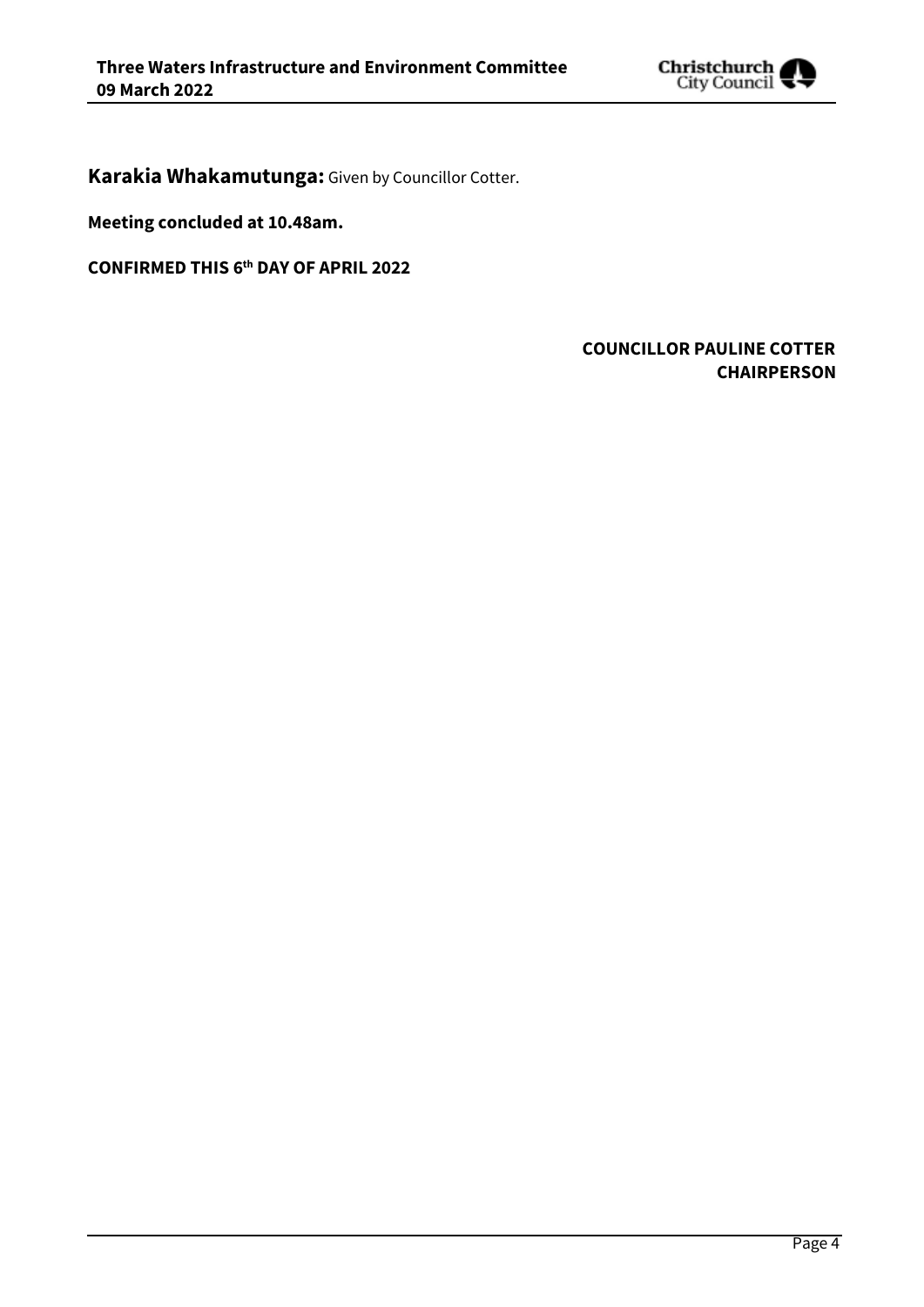**Karakia Whakamutunga:** Given by Councillor Cotter.

**Meeting concluded at 10.48am.**

**CONFIRMED THIS 6th DAY OF APRIL 2022**

**COUNCILLOR PAULINE COTTER**
**CHAIRPERSON**